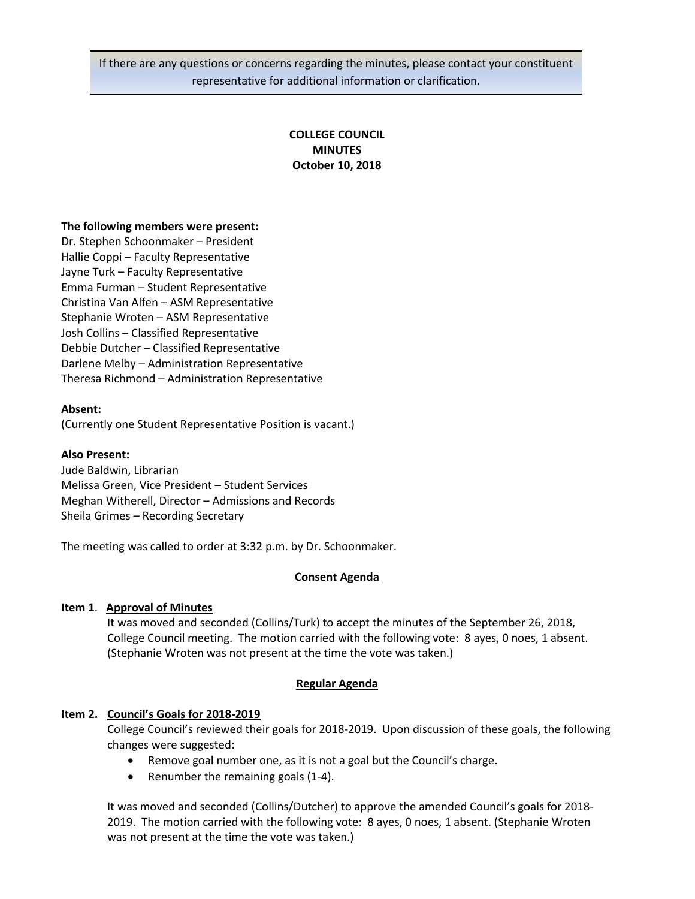If there are any questions or concerns regarding the minutes, please contact your constituent representative for additional information or clarification.

# COLLEGE COUNCIL
# MINUTES
# October 10, 2018

**The following members were present:**
Dr. Stephen Schoonmaker – President
Hallie Coppi – Faculty Representative
Jayne Turk – Faculty Representative
Emma Furman – Student Representative
Christina Van Alfen – ASM Representative
Stephanie Wroten – ASM Representative
Josh Collins – Classified Representative
Debbie Dutcher – Classified Representative
Darlene Melby – Administration Representative
Theresa Richmond – Administration Representative

**Absent:**
(Currently one Student Representative Position is vacant.)

**Also Present:**
Jude Baldwin, Librarian
Melissa Green, Vice President – Student Services
Meghan Witherell, Director – Admissions and Records
Sheila Grimes – Recording Secretary

The meeting was called to order at 3:32 p.m. by Dr. Schoonmaker.

## Consent Agenda

**Item 1. Approval of Minutes**

It was moved and seconded (Collins/Turk) to accept the minutes of the September 26, 2018, College Council meeting. The motion carried with the following vote: 8 ayes, 0 noes, 1 absent. (Stephanie Wroten was not present at the time the vote was taken.)

## Regular Agenda

**Item 2. Council's Goals for 2018-2019**

College Council's reviewed their goals for 2018-2019. Upon discussion of these goals, the following changes were suggested:

- Remove goal number one, as it is not a goal but the Council's charge.
- Renumber the remaining goals (1-4).

It was moved and seconded (Collins/Dutcher) to approve the amended Council's goals for 2018-2019. The motion carried with the following vote: 8 ayes, 0 noes, 1 absent. (Stephanie Wroten was not present at the time the vote was taken.)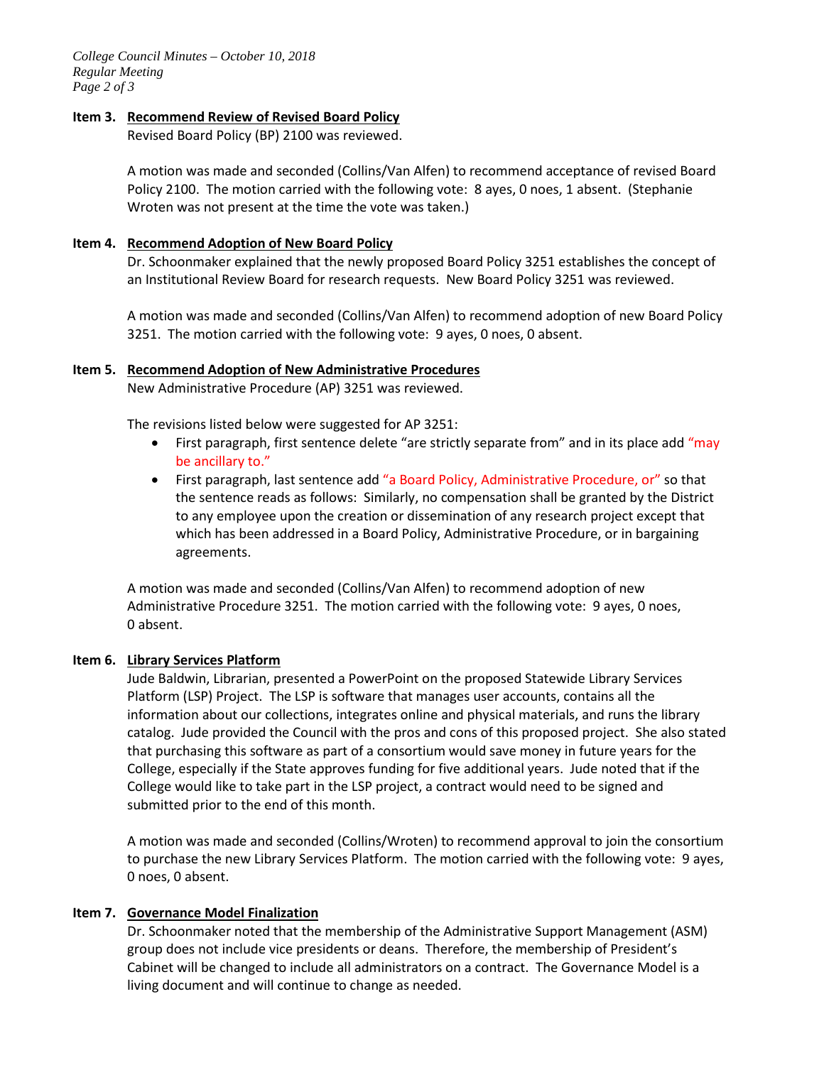**Item 3. Recommend Review of Revised Board Policy**

Revised Board Policy (BP) 2100 was reviewed.

A motion was made and seconded (Collins/Van Alfen) to recommend acceptance of revised Board Policy 2100. The motion carried with the following vote: 8 ayes, 0 noes, 1 absent. (Stephanie Wroten was not present at the time the vote was taken.)

**Item 4. Recommend Adoption of New Board Policy**

Dr. Schoonmaker explained that the newly proposed Board Policy 3251 establishes the concept of an Institutional Review Board for research requests. New Board Policy 3251 was reviewed.

A motion was made and seconded (Collins/Van Alfen) to recommend adoption of new Board Policy 3251. The motion carried with the following vote: 9 ayes, 0 noes, 0 absent.

**Item 5. Recommend Adoption of New Administrative Procedures**

New Administrative Procedure (AP) 3251 was reviewed.

The revisions listed below were suggested for AP 3251:

- First paragraph, first sentence delete "are strictly separate from" and in its place add "may be ancillary to."
- First paragraph, last sentence add "a Board Policy, Administrative Procedure, or" so that the sentence reads as follows: Similarly, no compensation shall be granted by the District to any employee upon the creation or dissemination of any research project except that which has been addressed in a Board Policy, Administrative Procedure, or in bargaining agreements.

A motion was made and seconded (Collins/Van Alfen) to recommend adoption of new Administrative Procedure 3251. The motion carried with the following vote: 9 ayes, 0 noes, 0 absent.

**Item 6. Library Services Platform**

Jude Baldwin, Librarian, presented a PowerPoint on the proposed Statewide Library Services Platform (LSP) Project. The LSP is software that manages user accounts, contains all the information about our collections, integrates online and physical materials, and runs the library catalog. Jude provided the Council with the pros and cons of this proposed project. She also stated that purchasing this software as part of a consortium would save money in future years for the College, especially if the State approves funding for five additional years. Jude noted that if the College would like to take part in the LSP project, a contract would need to be signed and submitted prior to the end of this month.

A motion was made and seconded (Collins/Wroten) to recommend approval to join the consortium to purchase the new Library Services Platform. The motion carried with the following vote: 9 ayes, 0 noes, 0 absent.

**Item 7. Governance Model Finalization**

Dr. Schoonmaker noted that the membership of the Administrative Support Management (ASM) group does not include vice presidents or deans. Therefore, the membership of President's Cabinet will be changed to include all administrators on a contract. The Governance Model is a living document and will continue to change as needed.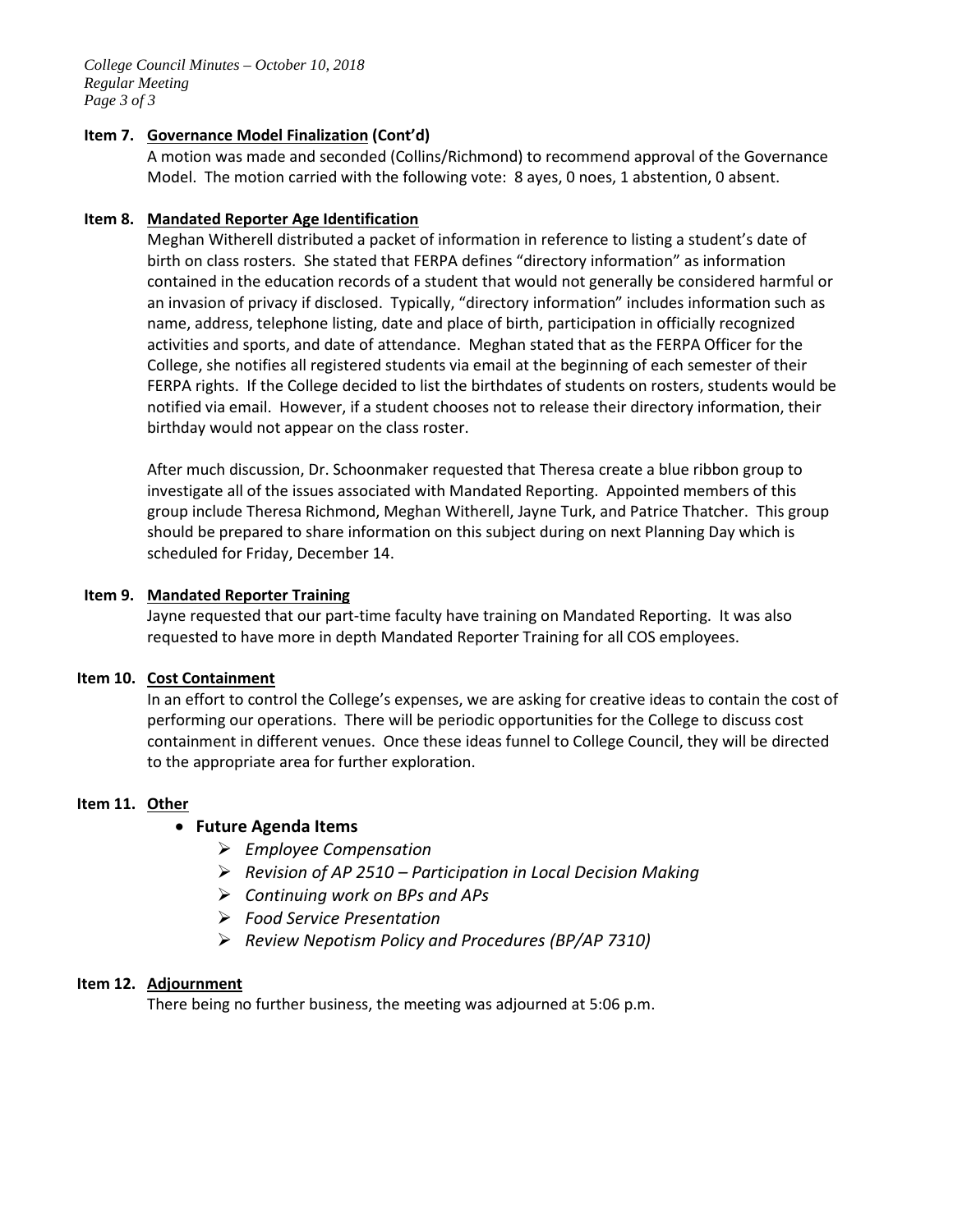**Item 7. Governance Model Finalization (Cont'd)**

A motion was made and seconded (Collins/Richmond) to recommend approval of the Governance Model. The motion carried with the following vote: 8 ayes, 0 noes, 1 abstention, 0 absent.

**Item 8. Mandated Reporter Age Identification**

Meghan Witherell distributed a packet of information in reference to listing a student's date of birth on class rosters. She stated that FERPA defines "directory information" as information contained in the education records of a student that would not generally be considered harmful or an invasion of privacy if disclosed. Typically, "directory information" includes information such as name, address, telephone listing, date and place of birth, participation in officially recognized activities and sports, and date of attendance. Meghan stated that as the FERPA Officer for the College, she notifies all registered students via email at the beginning of each semester of their FERPA rights. If the College decided to list the birthdates of students on rosters, students would be notified via email. However, if a student chooses not to release their directory information, their birthday would not appear on the class roster.

After much discussion, Dr. Schoonmaker requested that Theresa create a blue ribbon group to investigate all of the issues associated with Mandated Reporting. Appointed members of this group include Theresa Richmond, Meghan Witherell, Jayne Turk, and Patrice Thatcher. This group should be prepared to share information on this subject during on next Planning Day which is scheduled for Friday, December 14.

**Item 9. Mandated Reporter Training**

Jayne requested that our part-time faculty have training on Mandated Reporting. It was also requested to have more in depth Mandated Reporter Training for all COS employees.

**Item 10. Cost Containment**

In an effort to control the College's expenses, we are asking for creative ideas to contain the cost of performing our operations. There will be periodic opportunities for the College to discuss cost containment in different venues. Once these ideas funnel to College Council, they will be directed to the appropriate area for further exploration.

**Item 11. Other**

- **Future Agenda Items**
  - *Employee Compensation*
  - *Revision of AP 2510 – Participation in Local Decision Making*
  - *Continuing work on BPs and APs*
  - *Food Service Presentation*
  - *Review Nepotism Policy and Procedures (BP/AP 7310)*

**Item 12. Adjournment**

There being no further business, the meeting was adjourned at 5:06 p.m.